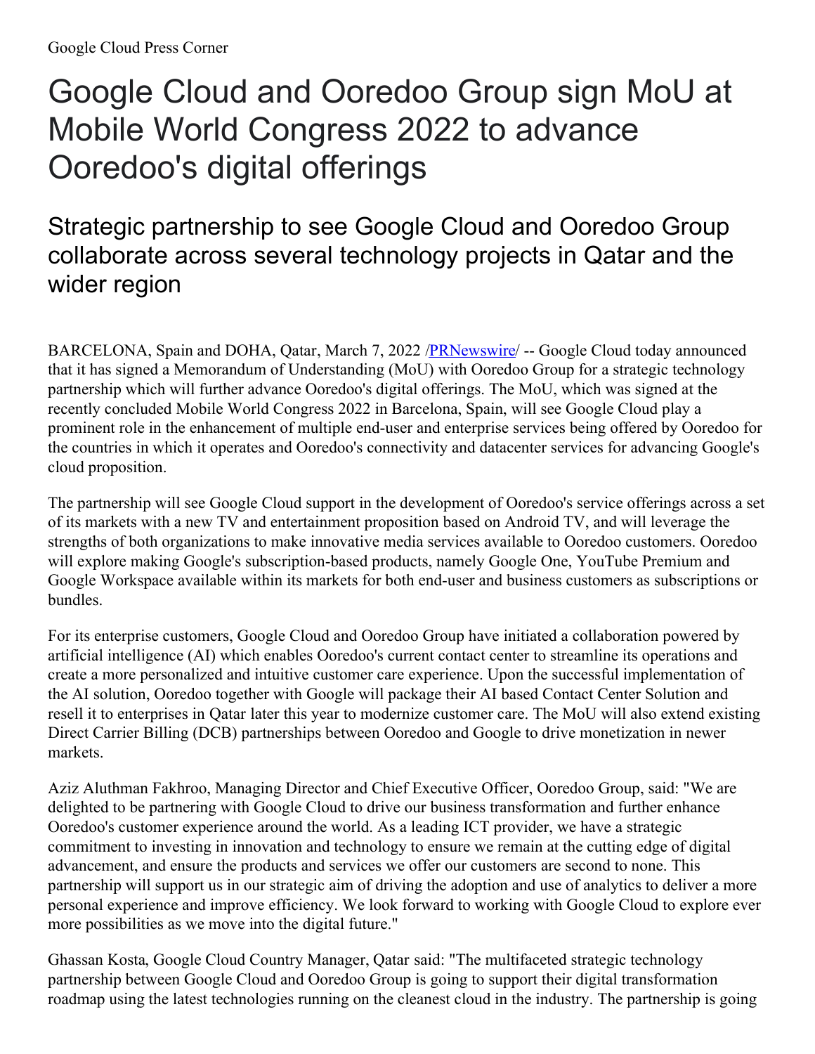Google Cloud Press Corner

# Google Cloud and Ooredoo Group sign MoU at Mobile World Congress 2022 to advance Ooredoo's digital offerings

## Strategic partnership to see Google Cloud and Ooredoo Group collaborate across several technology projects in Qatar and the wider region

BARCELONA, Spain and DOHA, Qatar, March 7, 2022 /PRNewswire/ -- Google Cloud today announced that it has signed a Memorandum of Understanding (MoU) with Ooredoo Group for a strategic technology partnership which will further advance Ooredoo's digital offerings. The MoU, which was signed at the recently concluded Mobile World Congress 2022 in Barcelona, Spain, will see Google Cloud play a prominent role in the enhancement of multiple end-user and enterprise services being offered by Ooredoo for the countries in which it operates and Ooredoo's connectivity and datacenter services for advancing Google's cloud proposition.

The partnership will see Google Cloud support in the development of Ooredoo's service offerings across a set of its markets with a new TV and entertainment proposition based on Android TV, and will leverage the strengths of both organizations to make innovative media services available to Ooredoo customers. Ooredoo will explore making Google's subscription-based products, namely Google One, YouTube Premium and Google Workspace available within its markets for both end-user and business customers as subscriptions or bundles.

For its enterprise customers, Google Cloud and Ooredoo Group have initiated a collaboration powered by artificial intelligence (AI) which enables Ooredoo's current contact center to streamline its operations and create a more personalized and intuitive customer care experience. Upon the successful implementation of the AI solution, Ooredoo together with Google will package their AI based Contact Center Solution and resell it to enterprises in Qatar later this year to modernize customer care. The MoU will also extend existing Direct Carrier Billing (DCB) partnerships between Ooredoo and Google to drive monetization in newer markets.

Aziz Aluthman Fakhroo, Managing Director and Chief Executive Officer, Ooredoo Group, said: "We are delighted to be partnering with Google Cloud to drive our business transformation and further enhance Ooredoo's customer experience around the world. As a leading ICT provider, we have a strategic commitment to investing in innovation and technology to ensure we remain at the cutting edge of digital advancement, and ensure the products and services we offer our customers are second to none. This partnership will support us in our strategic aim of driving the adoption and use of analytics to deliver a more personal experience and improve efficiency. We look forward to working with Google Cloud to explore ever more possibilities as we move into the digital future."

Ghassan Kosta, Google Cloud Country Manager, Qatar said: "The multifaceted strategic technology partnership between Google Cloud and Ooredoo Group is going to support their digital transformation roadmap using the latest technologies running on the cleanest cloud in the industry. The partnership is going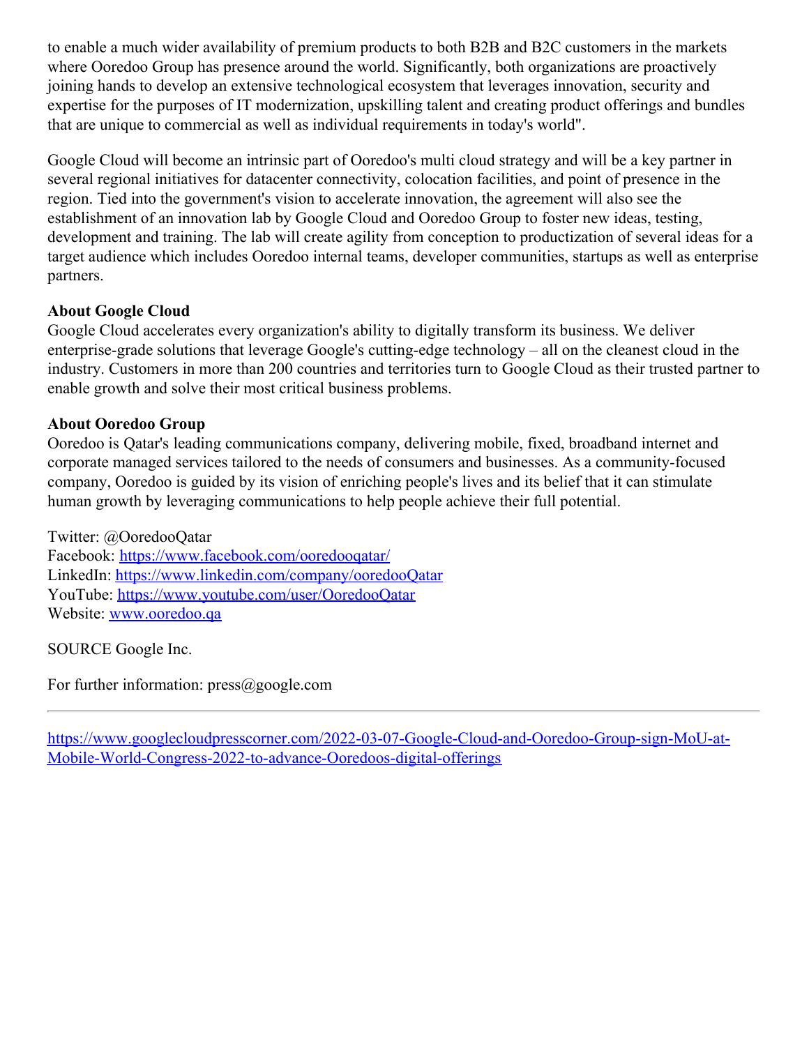to enable a much wider availability of premium products to both B2B and B2C customers in the markets where Ooredoo Group has presence around the world. Significantly, both organizations are proactively joining hands to develop an extensive technological ecosystem that leverages innovation, security and expertise for the purposes of IT modernization, upskilling talent and creating product offerings and bundles that are unique to commercial as well as individual requirements in today's world".

Google Cloud will become an intrinsic part of Ooredoo's multi cloud strategy and will be a key partner in several regional initiatives for datacenter connectivity, colocation facilities, and point of presence in the region. Tied into the government's vision to accelerate innovation, the agreement will also see the establishment of an innovation lab by Google Cloud and Ooredoo Group to foster new ideas, testing, development and training. The lab will create agility from conception to productization of several ideas for a target audience which includes Ooredoo internal teams, developer communities, startups as well as enterprise partners.

**About Google Cloud**
Google Cloud accelerates every organization's ability to digitally transform its business. We deliver enterprise-grade solutions that leverage Google's cutting-edge technology – all on the cleanest cloud in the industry. Customers in more than 200 countries and territories turn to Google Cloud as their trusted partner to enable growth and solve their most critical business problems.

**About Ooredoo Group**
Ooredoo is Qatar's leading communications company, delivering mobile, fixed, broadband internet and corporate managed services tailored to the needs of consumers and businesses. As a community-focused company, Ooredoo is guided by its vision of enriching people's lives and its belief that it can stimulate human growth by leveraging communications to help people achieve their full potential.

Twitter: @OoredooQatar
Facebook: [https://www.facebook.com/ooredooqatar/](https://www.facebook.com/ooredooqatar/)
LinkedIn: [https://www.linkedin.com/company/ooredooQatar](https://www.linkedin.com/company/ooredooQatar)
YouTube: [https://www.youtube.com/user/OoredooQatar](https://www.youtube.com/user/OoredooQatar)
Website: [www.ooredoo.qa](http://www.ooredoo.qa)

SOURCE Google Inc.

For further information: press@google.com

---

[https://www.googlecloudpresscorner.com/2022-03-07-Google-Cloud-and-Ooredoo-Group-sign-MoU-at-Mobile-World-Congress-2022-to-advance-Ooredoos-digital-offerings](https://www.googlecloudpresscorner.com/2022-03-07-Google-Cloud-and-Ooredoo-Group-sign-MoU-at-Mobile-World-Congress-2022-to-advance-Ooredoos-digital-offerings)